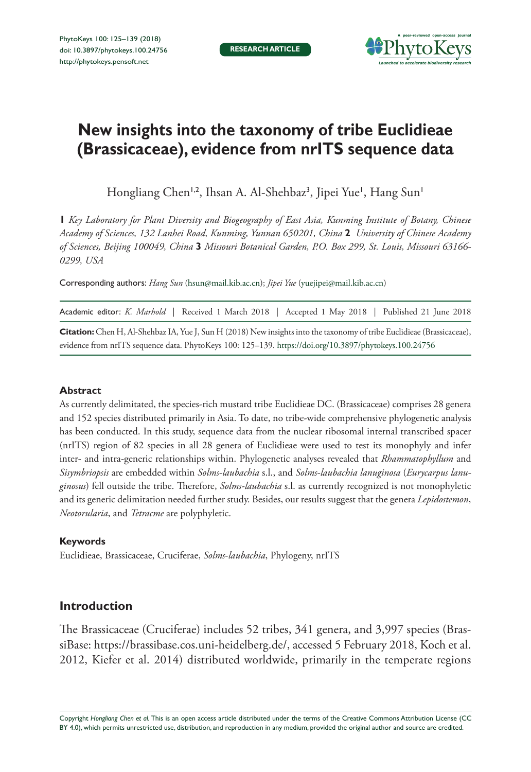RESEARCH ARTICLE

# New insights into the taxonomy of tribe Euclidieae (Brassicaceae), evidence from nrITS sequence data

Hongliang Chen[1,2], Ihsan A. Al-Shehbaz[3], Jipei Yue[1], Hang Sun[1]

**1** *Key Laboratory for Plant Diversity and Biogeography of East Asia, Kunming Institute of Botany, Chinese Academy of Sciences, 132 Lanhei Road, Kunming, Yunnan 650201, China* **2** *University of Chinese Academy of Sciences, Beijing 100049, China* **3** *Missouri Botanical Garden, P.O. Box 299, St. Louis, Missouri 63166-0299, USA*

Corresponding authors: *Hang Sun* (hsun@mail.kib.ac.cn); *Jipei Yue* (yuejipei@mail.kib.ac.cn)

Academic editor: *K. Marhold* | Received 1 March 2018 | Accepted 1 May 2018 | Published 21 June 2018

**Citation:** Chen H, Al-Shehbaz IA, Yue J, Sun H (2018) New insights into the taxonomy of tribe Euclidieae (Brassicaceae), evidence from nrITS sequence data. PhytoKeys 100: 125–139. https://doi.org/10.3897/phytokeys.100.24756

### Abstract

As currently delimitated, the species-rich mustard tribe Euclidieae DC. (Brassicaceae) comprises 28 genera and 152 species distributed primarily in Asia. To date, no tribe-wide comprehensive phylogenetic analysis has been conducted. In this study, sequence data from the nuclear ribosomal internal transcribed spacer (nrITS) region of 82 species in all 28 genera of Euclidieae were used to test its monophyly and infer inter- and intra-generic relationships within. Phylogenetic analyses revealed that *Rhammatophyllum* and *Sisymbriopsis* are embedded within *Solms-laubachia* s.l., and *Solms-laubachia lanuginosa* (*Eurycarpus lanuginosus*) fell outside the tribe. Therefore, *Solms-laubachia* s.l. as currently recognized is not monophyletic and its generic delimitation needed further study. Besides, our results suggest that the genera *Lepidostemon*, *Neotorularia*, and *Tetracme* are polyphyletic.

### Keywords

Euclidieae, Brassicaceae, Cruciferae, *Solms-laubachia*, Phylogeny, nrITS

## Introduction

The Brassicaceae (Cruciferae) includes 52 tribes, 341 genera, and 3,997 species (BrassiBase: https://brassibase.cos.uni-heidelberg.de/, accessed 5 February 2018, Koch et al. 2012, Kiefer et al. 2014) distributed worldwide, primarily in the temperate regions

Copyright *Hongliang Chen et al.* This is an open access article distributed under the terms of the Creative Commons Attribution License (CC BY 4.0), which permits unrestricted use, distribution, and reproduction in any medium, provided the original author and source are credited.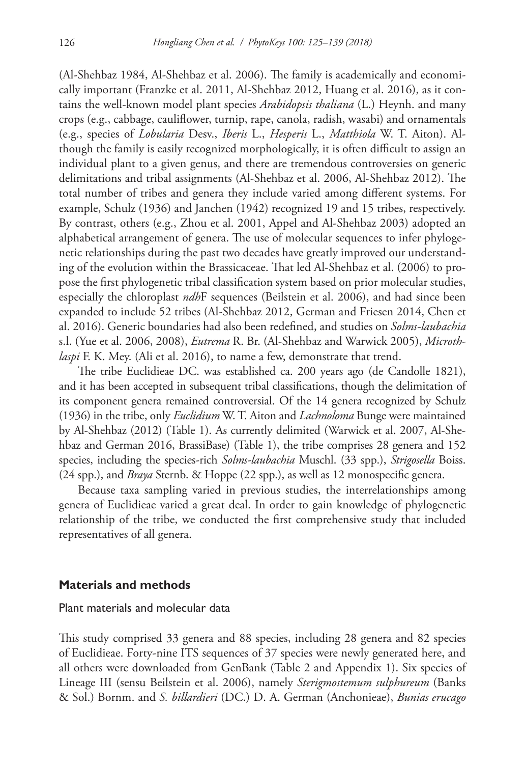(Al-Shehbaz 1984, Al-Shehbaz et al. 2006). The family is academically and economically important (Franzke et al. 2011, Al-Shehbaz 2012, Huang et al. 2016), as it contains the well-known model plant species *Arabidopsis thaliana* (L.) Heynh. and many crops (e.g., cabbage, cauliflower, turnip, rape, canola, radish, wasabi) and ornamentals (e.g., species of *Lobularia* Desv., *Iberis* L., *Hesperis* L., *Matthiola* W. T. Aiton). Although the family is easily recognized morphologically, it is often difficult to assign an individual plant to a given genus, and there are tremendous controversies on generic delimitations and tribal assignments (Al-Shehbaz et al. 2006, Al-Shehbaz 2012). The total number of tribes and genera they include varied among different systems. For example, Schulz (1936) and Janchen (1942) recognized 19 and 15 tribes, respectively. By contrast, others (e.g., Zhou et al. 2001, Appel and Al-Shehbaz 2003) adopted an alphabetical arrangement of genera. The use of molecular sequences to infer phylogenetic relationships during the past two decades have greatly improved our understanding of the evolution within the Brassicaceae. That led Al-Shehbaz et al. (2006) to propose the first phylogenetic tribal classification system based on prior molecular studies, especially the chloroplast *ndh*F sequences (Beilstein et al. 2006), and had since been expanded to include 52 tribes (Al-Shehbaz 2012, German and Friesen 2014, Chen et al. 2016). Generic boundaries had also been redefined, and studies on *Solms-laubachia* s.l. (Yue et al. 2006, 2008), *Eutrema* R. Br. (Al-Shehbaz and Warwick 2005), *Microthlaspi* F. K. Mey. (Ali et al. 2016), to name a few, demonstrate that trend.

The tribe Euclidieae DC. was established ca. 200 years ago (de Candolle 1821), and it has been accepted in subsequent tribal classifications, though the delimitation of its component genera remained controversial. Of the 14 genera recognized by Schulz (1936) in the tribe, only *Euclidium* W. T. Aiton and *Lachnoloma* Bunge were maintained by Al-Shehbaz (2012) (Table 1). As currently delimited (Warwick et al. 2007, Al-Shehbaz and German 2016, BrassiBase) (Table 1), the tribe comprises 28 genera and 152 species, including the species-rich *Solms-laubachia* Muschl. (33 spp.), *Strigosella* Boiss. (24 spp.), and *Braya* Sternb. & Hoppe (22 spp.), as well as 12 monospecific genera.

Because taxa sampling varied in previous studies, the interrelationships among genera of Euclidieae varied a great deal. In order to gain knowledge of phylogenetic relationship of the tribe, we conducted the first comprehensive study that included representatives of all genera.

## Materials and methods

### Plant materials and molecular data

This study comprised 33 genera and 88 species, including 28 genera and 82 species of Euclidieae. Forty-nine ITS sequences of 37 species were newly generated here, and all others were downloaded from GenBank (Table 2 and Appendix 1). Six species of Lineage III (sensu Beilstein et al. 2006), namely *Sterigmostemum sulphureum* (Banks & Sol.) Bornm. and *S. billardieri* (DC.) D. A. German (Anchonieae), *Bunias erucago*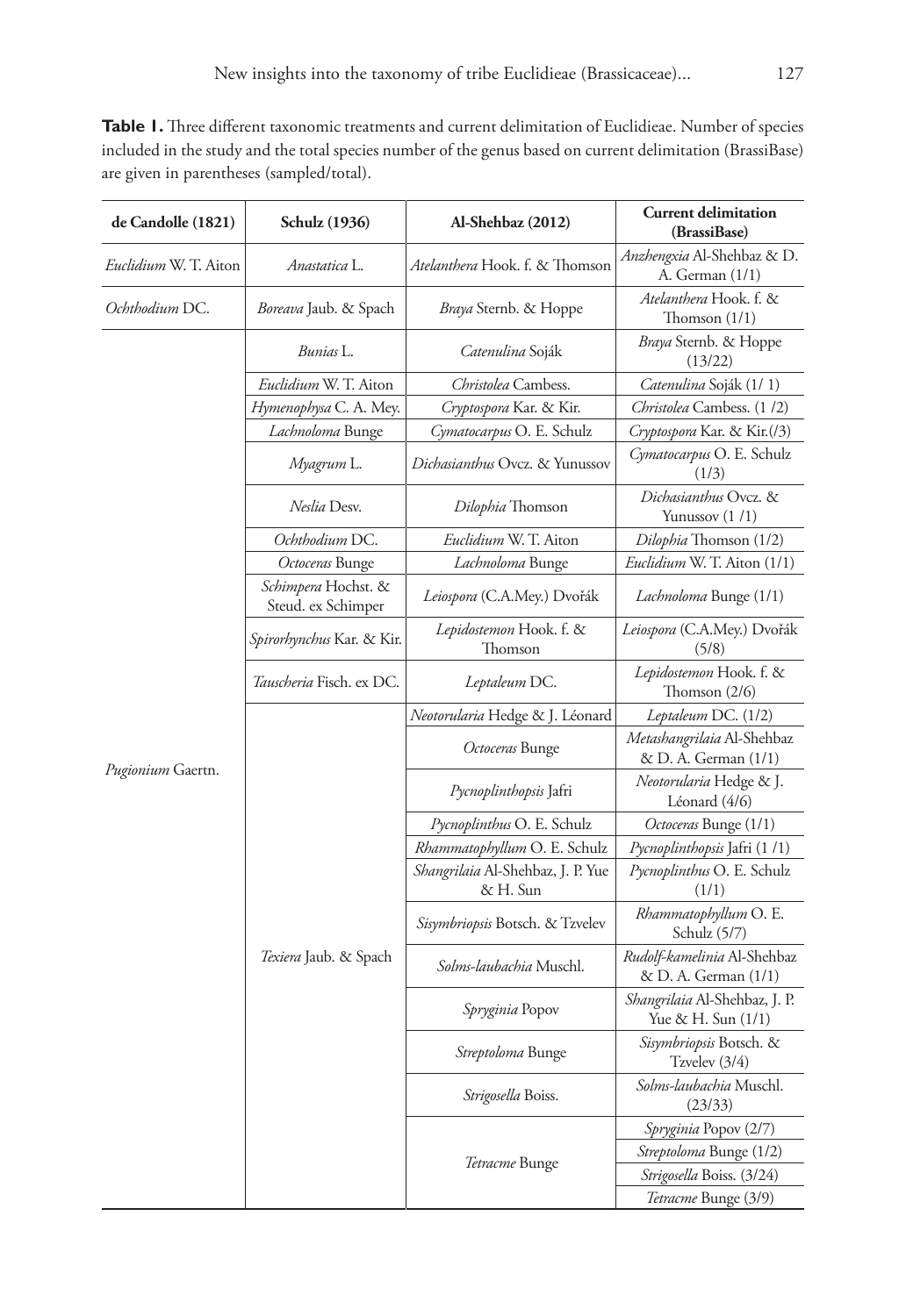**Table 1.** Three different taxonomic treatments and current delimitation of Euclidieae. Number of species included in the study and the total species number of the genus based on current delimitation (BrassiBase) are given in parentheses (sampled/total).

| de Candolle (1821) | Schulz (1936) | Al-Shehbaz (2012) | Current delimitation (BrassiBase) |
|---|---|---|---|
| *Euclidium* W. T. Aiton | *Anastatica* L. | *Atelanthera* Hook. f. & Thomson | *Anzhengxia* Al-Shehbaz & D. A. German (1/1) |
| *Ochthodium* DC. | *Boreava* Jaub. & Spach | *Braya* Sternb. & Hoppe | *Atelanthera* Hook. f. & Thomson (1/1) |
| *Pugionium* Gaertn. | *Bunias* L. | *Catenulina* Soják | *Braya* Sternb. & Hoppe (13/22) |
| | *Euclidium* W. T. Aiton | *Christolea* Cambess. | *Catenulina* Soják (1/ 1) |
| | *Hymenophysa* C. A. Mey. | *Cryptospora* Kar. & Kir. | *Christolea* Cambess. (1 /2) |
| | *Lachnoloma* Bunge | *Cymatocarpus* O. E. Schulz | *Cryptospora* Kar. & Kir.(/3) |
| | *Myagrum* L. | *Dichasianthus* Ovcz. & Yunussov | *Cymatocarpus* O. E. Schulz (1/3) |
| | *Neslia* Desv. | *Dilophia* Thomson | *Dichasianthus* Ovcz. & Yunussov (1 /1) |
| | *Ochthodium* DC. | *Euclidium* W. T. Aiton | *Dilophia* Thomson (1/2) |
| | *Octoceras* Bunge | *Lachnoloma* Bunge | *Euclidium* W. T. Aiton (1/1) |
| | *Schimpera* Hochst. & Steud. ex Schimper | *Leiospora* (C.A.Mey.) Dvořák | *Lachnoloma* Bunge (1/1) |
| | *Spirorhynchus* Kar. & Kir. | *Lepidostemon* Hook. f. & Thomson | *Leiospora* (C.A.Mey.) Dvořák (5/8) |
| | *Tauscheria* Fisch. ex DC. | *Leptaleum* DC. | *Lepidostemon* Hook. f. & Thomson (2/6) |
| | *Texiera* Jaub. & Spach | *Neotorularia* Hedge & J. Léonard | *Leptaleum* DC. (1/2) |
| | | *Octoceras* Bunge | *Metashangrilaia* Al-Shehbaz & D. A. German (1/1) |
| | | *Pycnoplinthopsis* Jafri | *Neotorularia* Hedge & J. Léonard (4/6) |
| | | *Pycnoplinthus* O. E. Schulz | *Octoceras* Bunge (1/1) |
| | | *Rhammatophyllum* O. E. Schulz | *Pycnoplinthopsis* Jafri (1 /1) |
| | | *Shangrilaia* Al-Shehbaz, J. P. Yue & H. Sun | *Pycnoplinthus* O. E. Schulz (1/1) |
| | | *Sisymbriopsis* Botsch. & Tzvelev | *Rhammatophyllum* O. E. Schulz (5/7) |
| | | *Solms-laubachia* Muschl. | *Rudolf-kamelinia* Al-Shehbaz & D. A. German (1/1) |
| | | *Spryginia* Popov | *Shangrilaia* Al-Shehbaz, J. P. Yue & H. Sun (1/1) |
| | | *Streptoloma* Bunge | *Sisymbriopsis* Botsch. & Tzvelev (3/4) |
| | | *Strigosella* Boiss. | *Solms-laubachia* Muschl. (23/33) |
| | | *Tetracme* Bunge | *Spryginia* Popov (2/7) |
| | | | *Streptoloma* Bunge (1/2) |
| | | | *Strigosella* Boiss. (3/24) |
| | | | *Tetracme* Bunge (3/9) |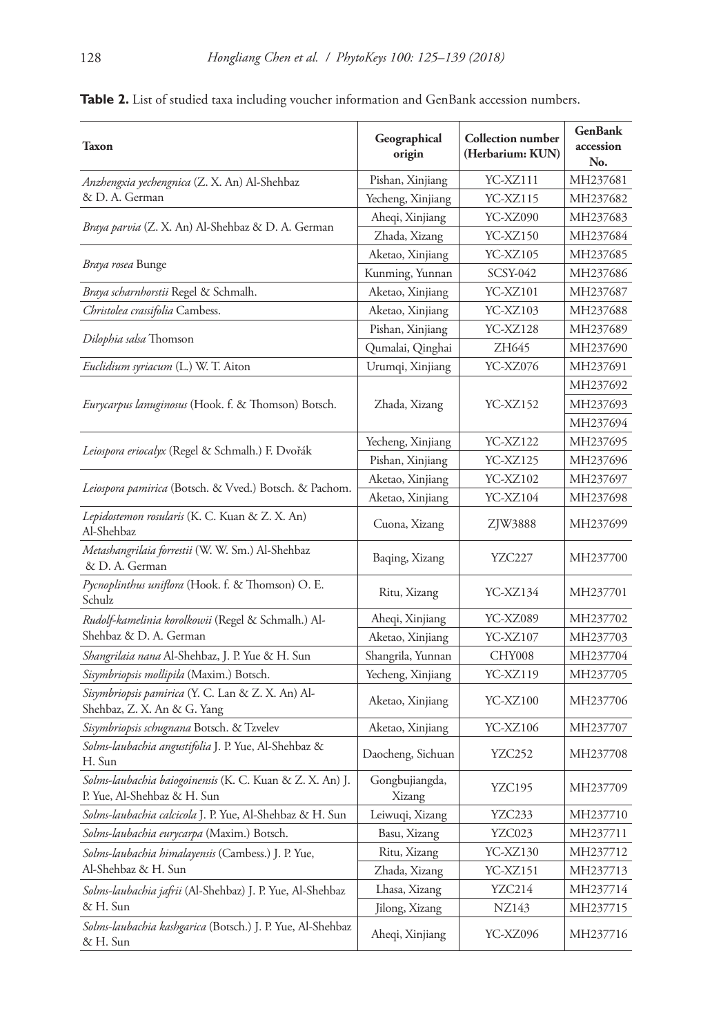**Table 2.** List of studied taxa including voucher information and GenBank accession numbers.

| Taxon | Geographical origin | Collection number (Herbarium: KUN) | GenBank accession No. |
|---|---|---|---|
| *Anzhengxia yechengnica* (Z. X. An) Al-Shehbaz & D. A. German | Pishan, Xinjiang | YC-XZ111 | MH237681 |
| | Yecheng, Xinjiang | YC-XZ115 | MH237682 |
| *Braya parvia* (Z. X. An) Al-Shehbaz & D. A. German | Aheqi, Xinjiang | YC-XZ090 | MH237683 |
| | Zhada, Xizang | YC-XZ150 | MH237684 |
| *Braya rosea* Bunge | Aketao, Xinjiang | YC-XZ105 | MH237685 |
| | Kunming, Yunnan | SCSY-042 | MH237686 |
| *Braya scharnhorstii* Regel & Schmalh. | Aketao, Xinjiang | YC-XZ101 | MH237687 |
| *Christolea crassifolia* Cambess. | Aketao, Xinjiang | YC-XZ103 | MH237688 |
| *Dilophia salsa* Thomson | Pishan, Xinjiang | YC-XZ128 | MH237689 |
| | Qumalai, Qinghai | ZH645 | MH237690 |
| *Euclidium syriacum* (L.) W. T. Aiton | Urumqi, Xinjiang | YC-XZ076 | MH237691 |
| *Eurycarpus lanuginosus* (Hook. f. & Thomson) Botsch. | Zhada, Xizang | YC-XZ152 | MH237692 |
| | | | MH237693 |
| | | | MH237694 |
| *Leiospora eriocalyx* (Regel & Schmalh.) F. Dvořák | Yecheng, Xinjiang | YC-XZ122 | MH237695 |
| | Pishan, Xinjiang | YC-XZ125 | MH237696 |
| *Leiospora pamirica* (Botsch. & Vved.) Botsch. & Pachom. | Aketao, Xinjiang | YC-XZ102 | MH237697 |
| | Aketao, Xinjiang | YC-XZ104 | MH237698 |
| *Lepidostemon rosularis* (K. C. Kuan & Z. X. An) Al-Shehbaz | Cuona, Xizang | ZJW3888 | MH237699 |
| *Metashangrilaia forrestii* (W. W. Sm.) Al-Shehbaz & D. A. German | Baqing, Xizang | YZC227 | MH237700 |
| *Pycnoplinthus uniflora* (Hook. f. & Thomson) O. E. Schulz | Ritu, Xizang | YC-XZ134 | MH237701 |
| *Rudolf-kamelinia korolkowii* (Regel & Schmalh.) Al-Shehbaz & D. A. German | Aheqi, Xinjiang | YC-XZ089 | MH237702 |
| | Aketao, Xinjiang | YC-XZ107 | MH237703 |
| *Shangrilaia nana* Al-Shehbaz, J. P. Yue & H. Sun | Shangrila, Yunnan | CHY008 | MH237704 |
| *Sisymbriopsis mollipila* (Maxim.) Botsch. | Yecheng, Xinjiang | YC-XZ119 | MH237705 |
| *Sisymbriopsis pamirica* (Y. C. Lan & Z. X. An) Al-Shehbaz, Z. X. An & G. Yang | Aketao, Xinjiang | YC-XZ100 | MH237706 |
| *Sisymbriopsis schugnana* Botsch. & Tzvelev | Aketao, Xinjiang | YC-XZ106 | MH237707 |
| *Solms-laubachia angustifolia* J. P. Yue, Al-Shehbaz & H. Sun | Daocheng, Sichuan | YZC252 | MH237708 |
| *Solms-laubachia baiogoinensis* (K. C. Kuan & Z. X. An) J. P. Yue, Al-Shehbaz & H. Sun | Gongbujiangda, Xizang | YZC195 | MH237709 |
| *Solms-laubachia calcicola* J. P. Yue, Al-Shehbaz & H. Sun | Leiwuqi, Xizang | YZC233 | MH237710 |
| *Solms-laubachia eurycarpa* (Maxim.) Botsch. | Basu, Xizang | YZC023 | MH237711 |
| *Solms-laubachia himalayensis* (Cambess.) J. P. Yue, Al-Shehbaz & H. Sun | Ritu, Xizang | YC-XZ130 | MH237712 |
| | Zhada, Xizang | YC-XZ151 | MH237713 |
| *Solms-laubachia jafrii* (Al-Shehbaz) J. P. Yue, Al-Shehbaz & H. Sun | Lhasa, Xizang | YZC214 | MH237714 |
| | Jilong, Xizang | NZ143 | MH237715 |
| *Solms-laubachia kashgarica* (Botsch.) J. P. Yue, Al-Shehbaz & H. Sun | Aheqi, Xinjiang | YC-XZ096 | MH237716 |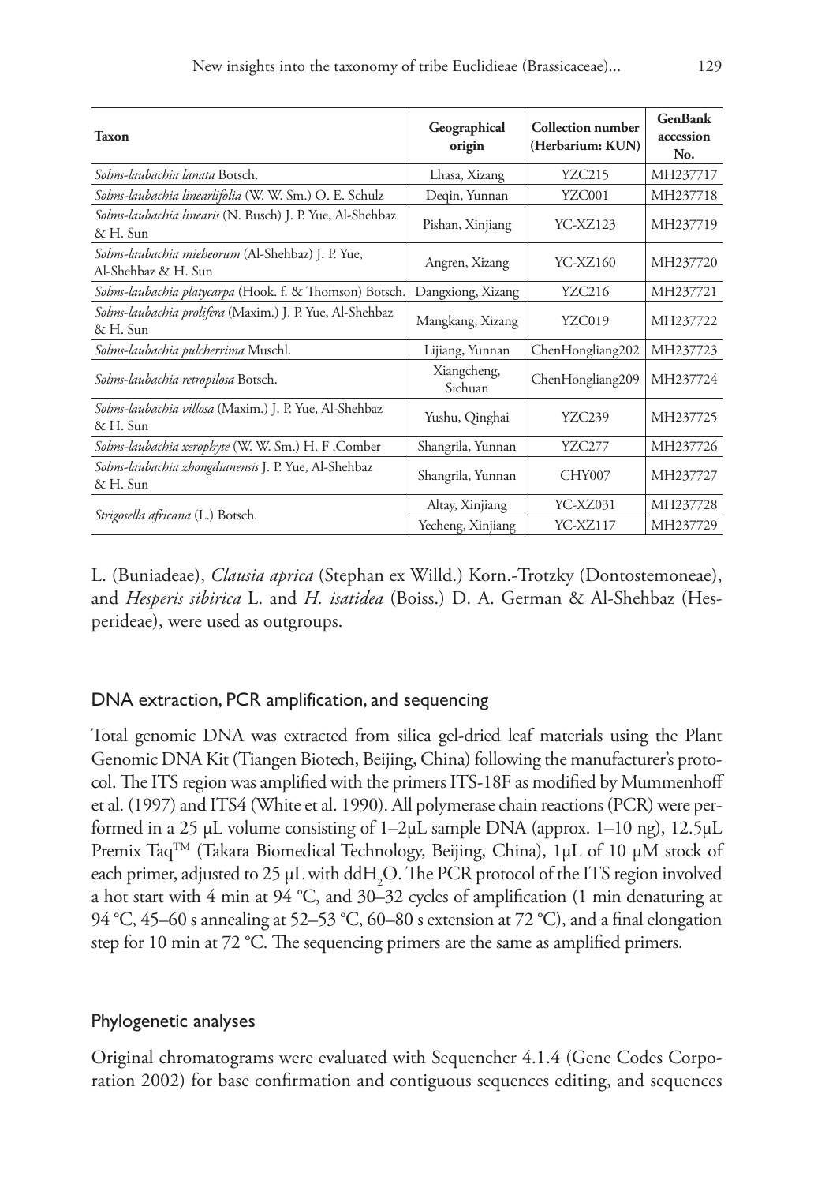| Taxon | Geographical origin | Collection number (Herbarium: KUN) | GenBank accession No. |
|---|---|---|---|
| *Solms-laubachia lanata* Botsch. | Lhasa, Xizang | YZC215 | MH237717 |
| *Solms-laubachia linearlifolia* (W. W. Sm.) O. E. Schulz | Deqin, Yunnan | YZC001 | MH237718 |
| *Solms-laubachia linearis* (N. Busch) J. P. Yue, Al-Shehbaz & H. Sun | Pishan, Xinjiang | YC-XZ123 | MH237719 |
| *Solms-laubachia mieheorum* (Al-Shehbaz) J. P. Yue, Al-Shehbaz & H. Sun | Angren, Xizang | YC-XZ160 | MH237720 |
| *Solms-laubachia platycarpa* (Hook. f. & Thomson) Botsch. | Dangxiong, Xizang | YZC216 | MH237721 |
| *Solms-laubachia prolifera* (Maxim.) J. P. Yue, Al-Shehbaz & H. Sun | Mangkang, Xizang | YZC019 | MH237722 |
| *Solms-laubachia pulcherrima* Muschl. | Lijiang, Yunnan | ChenHongliang202 | MH237723 |
| *Solms-laubachia retropilosa* Botsch. | Xiangcheng, Sichuan | ChenHongliang209 | MH237724 |
| *Solms-laubachia villosa* (Maxim.) J. P. Yue, Al-Shehbaz & H. Sun | Yushu, Qinghai | YZC239 | MH237725 |
| *Solms-laubachia xerophyte* (W. W. Sm.) H. F .Comber | Shangrila, Yunnan | YZC277 | MH237726 |
| *Solms-laubachia zhongdianensis* J. P. Yue, Al-Shehbaz & H. Sun | Shangrila, Yunnan | CHY007 | MH237727 |
| *Strigosella africana* (L.) Botsch. | Altay, Xinjiang | YC-XZ031 | MH237728 |
| | Yecheng, Xinjiang | YC-XZ117 | MH237729 |

L. (Buniadeae), *Clausia aprica* (Stephan ex Willd.) Korn.-Trotzky (Dontostemoneae), and *Hesperis sibirica* L. and *H. isatidea* (Boiss.) D. A. German & Al-Shehbaz (Hesperideae), were used as outgroups.

### DNA extraction, PCR amplification, and sequencing

Total genomic DNA was extracted from silica gel-dried leaf materials using the Plant Genomic DNA Kit (Tiangen Biotech, Beijing, China) following the manufacturer's protocol. The ITS region was amplified with the primers ITS-18F as modified by Mummenhoff et al. (1997) and ITS4 (White et al. 1990). All polymerase chain reactions (PCR) were performed in a 25 μL volume consisting of 1–2μL sample DNA (approx. 1–10 ng), 12.5μL Premix Taq™ (Takara Biomedical Technology, Beijing, China), 1μL of 10 μM stock of each primer, adjusted to 25 μL with dd$H_2O$. The PCR protocol of the ITS region involved a hot start with 4 min at 94 °C, and 30–32 cycles of amplification (1 min denaturing at 94 °C, 45–60 s annealing at 52–53 °C, 60–80 s extension at 72 °C), and a final elongation step for 10 min at 72 °C. The sequencing primers are the same as amplified primers.

### Phylogenetic analyses

Original chromatograms were evaluated with Sequencher 4.1.4 (Gene Codes Corporation 2002) for base confirmation and contiguous sequences editing, and sequences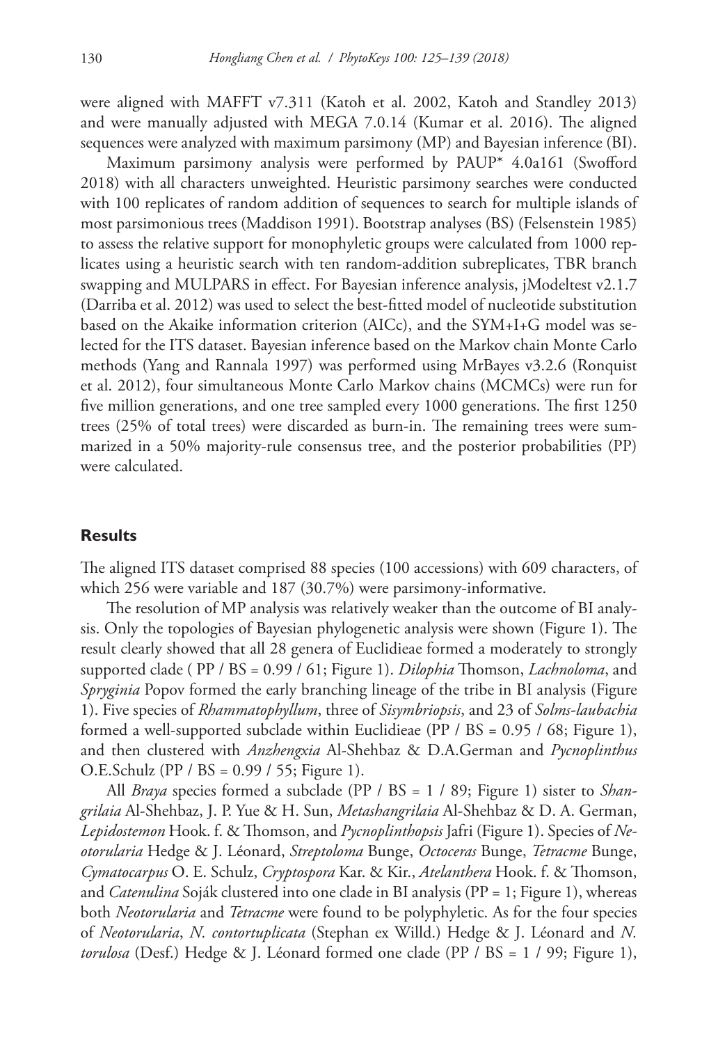were aligned with MAFFT v7.311 (Katoh et al. 2002, Katoh and Standley 2013) and were manually adjusted with MEGA 7.0.14 (Kumar et al. 2016). The aligned sequences were analyzed with maximum parsimony (MP) and Bayesian inference (BI).

Maximum parsimony analysis were performed by PAUP* 4.0a161 (Swofford 2018) with all characters unweighted. Heuristic parsimony searches were conducted with 100 replicates of random addition of sequences to search for multiple islands of most parsimonious trees (Maddison 1991). Bootstrap analyses (BS) (Felsenstein 1985) to assess the relative support for monophyletic groups were calculated from 1000 replicates using a heuristic search with ten random-addition subreplicates, TBR branch swapping and MULPARS in effect. For Bayesian inference analysis, jModeltest v2.1.7 (Darriba et al. 2012) was used to select the best-fitted model of nucleotide substitution based on the Akaike information criterion (AICc), and the SYM+I+G model was selected for the ITS dataset. Bayesian inference based on the Markov chain Monte Carlo methods (Yang and Rannala 1997) was performed using MrBayes v3.2.6 (Ronquist et al. 2012), four simultaneous Monte Carlo Markov chains (MCMCs) were run for five million generations, and one tree sampled every 1000 generations. The first 1250 trees (25% of total trees) were discarded as burn-in. The remaining trees were summarized in a 50% majority-rule consensus tree, and the posterior probabilities (PP) were calculated.

## Results

The aligned ITS dataset comprised 88 species (100 accessions) with 609 characters, of which 256 were variable and 187 (30.7%) were parsimony-informative.

The resolution of MP analysis was relatively weaker than the outcome of BI analysis. Only the topologies of Bayesian phylogenetic analysis were shown (Figure 1). The result clearly showed that all 28 genera of Euclidieae formed a moderately to strongly supported clade ( PP / BS = 0.99 / 61; Figure 1). *Dilophia* Thomson, *Lachnoloma*, and *Spryginia* Popov formed the early branching lineage of the tribe in BI analysis (Figure 1). Five species of *Rhammatophyllum*, three of *Sisymbriopsis*, and 23 of *Solms-laubachia* formed a well-supported subclade within Euclidieae (PP / BS = 0.95 / 68; Figure 1), and then clustered with *Anzhengxia* Al-Shehbaz & D.A.German and *Pycnoplinthus* O.E.Schulz (PP / BS = 0.99 / 55; Figure 1).

All *Braya* species formed a subclade (PP / BS = 1 / 89; Figure 1) sister to *Shangrilaia* Al-Shehbaz, J. P. Yue & H. Sun, *Metashangrilaia* Al-Shehbaz & D. A. German, *Lepidostemon* Hook. f. & Thomson, and *Pycnoplinthopsis* Jafri (Figure 1). Species of *Neotorularia* Hedge & J. Léonard, *Streptoloma* Bunge, *Octoceras* Bunge, *Tetracme* Bunge, *Cymatocarpus* O. E. Schulz, *Cryptospora* Kar. & Kir., *Atelanthera* Hook. f. & Thomson, and *Catenulina* Soják clustered into one clade in BI analysis (PP = 1; Figure 1), whereas both *Neotorularia* and *Tetracme* were found to be polyphyletic. As for the four species of *Neotorularia*, *N. contortuplicata* (Stephan ex Willd.) Hedge & J. Léonard and *N. torulosa* (Desf.) Hedge & J. Léonard formed one clade (PP / BS = 1 / 99; Figure 1),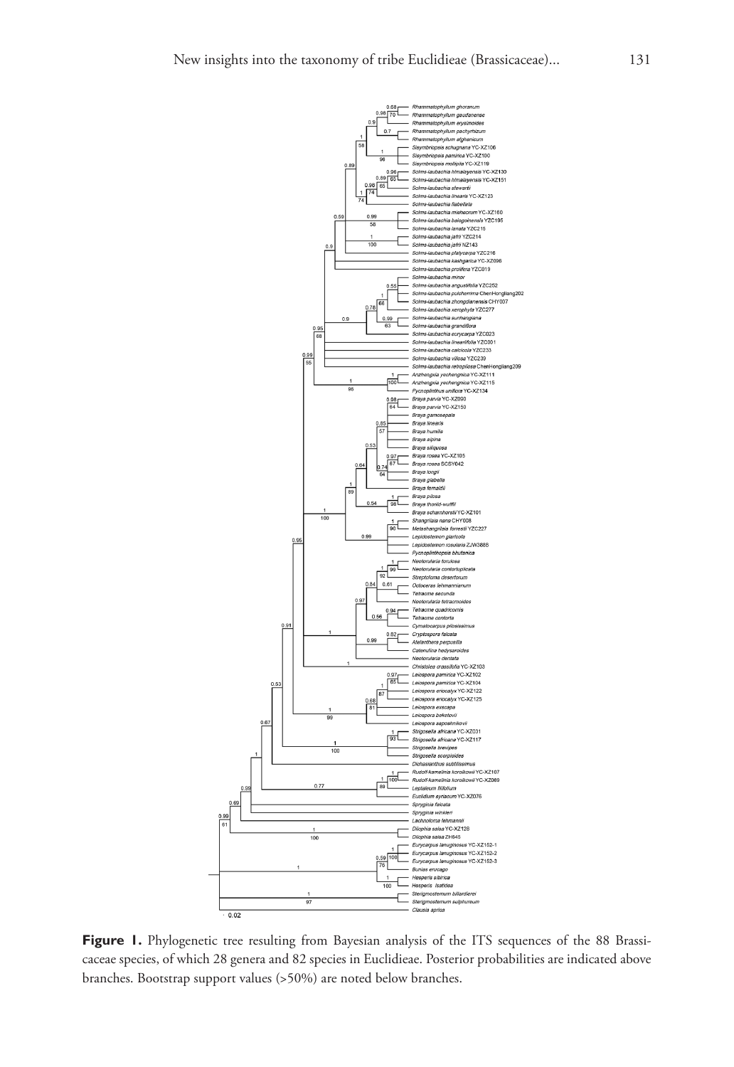**Figure 1.** Phylogenetic tree resulting from Bayesian analysis of the ITS sequences of the 88 Brassicaceae species, of which 28 genera and 82 species in Euclidieae. Posterior probabilities are indicated above branches. Bootstrap support values (>50%) are noted below branches.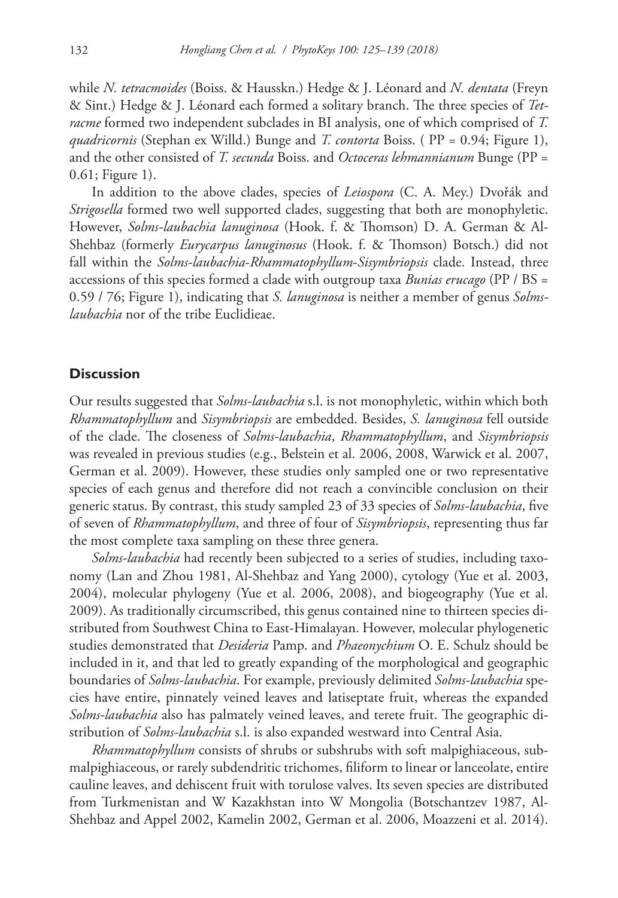while *N. tetracmoides* (Boiss. & Hausskn.) Hedge & J. Léonard and *N. dentata* (Freyn & Sint.) Hedge & J. Léonard each formed a solitary branch. The three species of *Tetracme* formed two independent subclades in BI analysis, one of which comprised of *T. quadricornis* (Stephan ex Willd.) Bunge and *T. contorta* Boiss. ( PP = 0.94; Figure 1), and the other consisted of *T. secunda* Boiss. and *Octoceras lehmannianum* Bunge (PP = 0.61; Figure 1).

In addition to the above clades, species of *Leiospora* (C. A. Mey.) Dvořák and *Strigosella* formed two well supported clades, suggesting that both are monophyletic. However, *Solms-laubachia lanuginosa* (Hook. f. & Thomson) D. A. German & Al-Shehbaz (formerly *Eurycarpus lanuginosus* (Hook. f. & Thomson) Botsch.) did not fall within the *Solms-laubachia-Rhammatophyllum-Sisymbriopsis* clade. Instead, three accessions of this species formed a clade with outgroup taxa *Bunias erucago* (PP / BS = 0.59 / 76; Figure 1), indicating that *S. lanuginosa* is neither a member of genus *Solms-laubachia* nor of the tribe Euclidieae.

## Discussion

Our results suggested that *Solms-laubachia* s.l. is not monophyletic, within which both *Rhammatophyllum* and *Sisymbriopsis* are embedded. Besides, *S. lanuginosa* fell outside of the clade. The closeness of *Solms-laubachia*, *Rhammatophyllum*, and *Sisymbriopsis* was revealed in previous studies (e.g., Belstein et al. 2006, 2008, Warwick et al. 2007, German et al. 2009). However, these studies only sampled one or two representative species of each genus and therefore did not reach a convincible conclusion on their generic status. By contrast, this study sampled 23 of 33 species of *Solms-laubachia*, five of seven of *Rhammatophyllum*, and three of four of *Sisymbriopsis*, representing thus far the most complete taxa sampling on these three genera.

*Solms-laubachia* had recently been subjected to a series of studies, including taxonomy (Lan and Zhou 1981, Al-Shehbaz and Yang 2000), cytology (Yue et al. 2003, 2004), molecular phylogeny (Yue et al. 2006, 2008), and biogeography (Yue et al. 2009). As traditionally circumscribed, this genus contained nine to thirteen species distributed from Southwest China to East-Himalayan. However, molecular phylogenetic studies demonstrated that *Desideria* Pamp. and *Phaeonychium* O. E. Schulz should be included in it, and that led to greatly expanding of the morphological and geographic boundaries of *Solms-laubachia*. For example, previously delimited *Solms-laubachia* species have entire, pinnately veined leaves and latiseptate fruit, whereas the expanded *Solms-laubachia* also has palmately veined leaves, and terete fruit. The geographic distribution of *Solms-laubachia* s.l. is also expanded westward into Central Asia.

*Rhammatophyllum* consists of shrubs or subshrubs with soft malpighiaceous, submalpighiaceous, or rarely subdendritic trichomes, filiform to linear or lanceolate, entire cauline leaves, and dehiscent fruit with torulose valves. Its seven species are distributed from Turkmenistan and W Kazakhstan into W Mongolia (Botschantzev 1987, Al-Shehbaz and Appel 2002, Kamelin 2002, German et al. 2006, Moazzeni et al. 2014).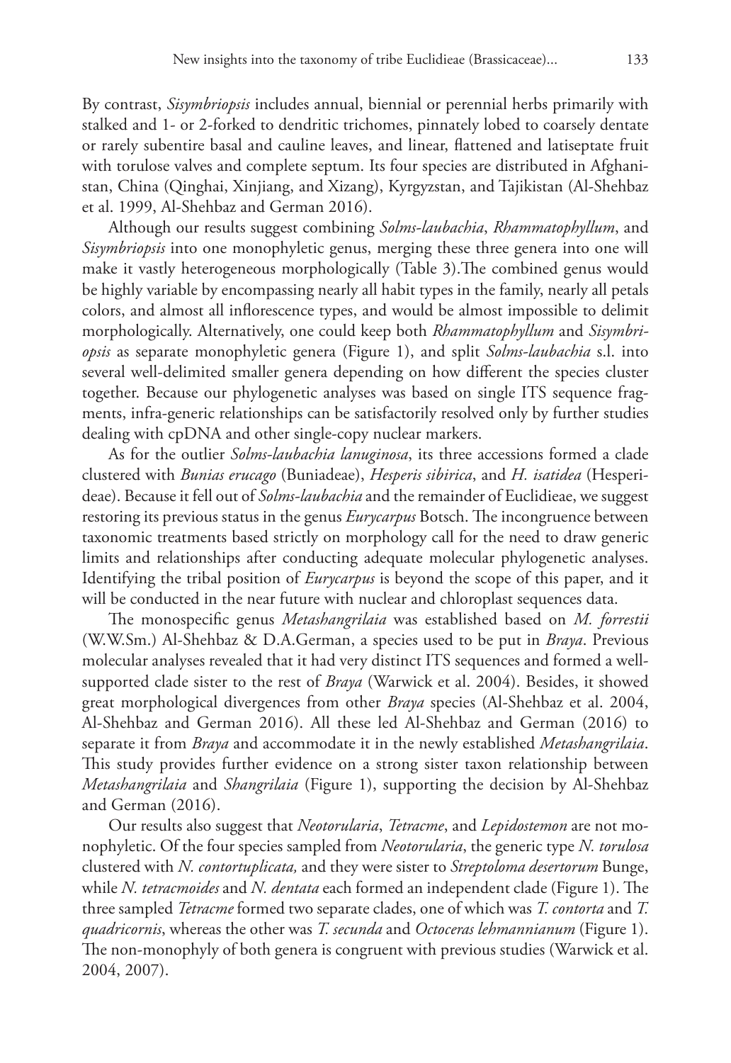By contrast, *Sisymbriopsis* includes annual, biennial or perennial herbs primarily with stalked and 1- or 2-forked to dendritic trichomes, pinnately lobed to coarsely dentate or rarely subentire basal and cauline leaves, and linear, flattened and latiseptate fruit with torulose valves and complete septum. Its four species are distributed in Afghanistan, China (Qinghai, Xinjiang, and Xizang), Kyrgyzstan, and Tajikistan (Al-Shehbaz et al. 1999, Al-Shehbaz and German 2016).

Although our results suggest combining *Solms-laubachia*, *Rhammatophyllum*, and *Sisymbriopsis* into one monophyletic genus, merging these three genera into one will make it vastly heterogeneous morphologically (Table 3).The combined genus would be highly variable by encompassing nearly all habit types in the family, nearly all petals colors, and almost all inflorescence types, and would be almost impossible to delimit morphologically. Alternatively, one could keep both *Rhammatophyllum* and *Sisymbriopsis* as separate monophyletic genera (Figure 1), and split *Solms-laubachia* s.l. into several well-delimited smaller genera depending on how different the species cluster together. Because our phylogenetic analyses was based on single ITS sequence fragments, infra-generic relationships can be satisfactorily resolved only by further studies dealing with cpDNA and other single-copy nuclear markers.

As for the outlier *Solms-laubachia lanuginosa*, its three accessions formed a clade clustered with *Bunias erucago* (Buniadeae), *Hesperis sibirica*, and *H. isatidea* (Hesperideae). Because it fell out of *Solms-laubachia* and the remainder of Euclidieae, we suggest restoring its previous status in the genus *Eurycarpus* Botsch. The incongruence between taxonomic treatments based strictly on morphology call for the need to draw generic limits and relationships after conducting adequate molecular phylogenetic analyses. Identifying the tribal position of *Eurycarpus* is beyond the scope of this paper, and it will be conducted in the near future with nuclear and chloroplast sequences data.

The monospecific genus *Metashangrilaia* was established based on *M. forrestii* (W.W.Sm.) Al-Shehbaz & D.A.German, a species used to be put in *Braya*. Previous molecular analyses revealed that it had very distinct ITS sequences and formed a well-supported clade sister to the rest of *Braya* (Warwick et al. 2004). Besides, it showed great morphological divergences from other *Braya* species (Al-Shehbaz et al. 2004, Al-Shehbaz and German 2016). All these led Al-Shehbaz and German (2016) to separate it from *Braya* and accommodate it in the newly established *Metashangrilaia*. This study provides further evidence on a strong sister taxon relationship between *Metashangrilaia* and *Shangrilaia* (Figure 1), supporting the decision by Al-Shehbaz and German (2016).

Our results also suggest that *Neotorularia*, *Tetracme*, and *Lepidostemon* are not monophyletic. Of the four species sampled from *Neotorularia*, the generic type *N. torulosa* clustered with *N. contortuplicata,* and they were sister to *Streptoloma desertorum* Bunge, while *N. tetracmoides* and *N. dentata* each formed an independent clade (Figure 1). The three sampled *Tetracme* formed two separate clades, one of which was *T. contorta* and *T. quadricornis*, whereas the other was *T. secunda* and *Octoceras lehmannianum* (Figure 1). The non-monophyly of both genera is congruent with previous studies (Warwick et al. 2004, 2007).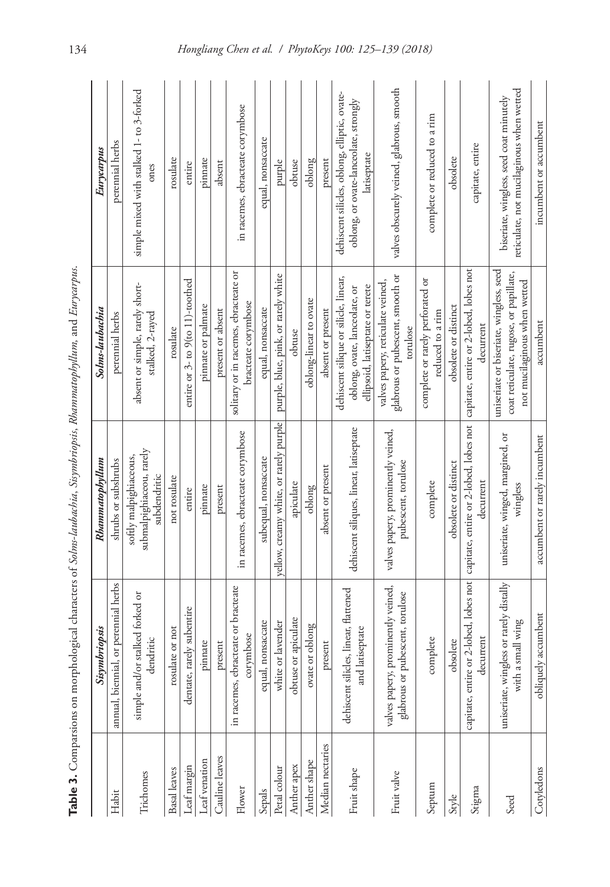**Table 3.** Comparisons on morphological characters of *Solms-laubachia*, *Sisymbriopsis*, *Rhammatophyllum*, and *Eurycarpus*.

| | *Sisymbriopsis* | *Rhammatophyllum* | *Solms-laubachia* | *Eurycarpus* |
|---|---|---|---|---|
| Habit | annual, biennial, or perennial herbs | shrubs or subshrubs | perennial herbs | perennial herbs |
| Trichomes | simple and/or stalked forked or dendritic | softly malpighiaceous, submalpighiaceous, rarely subdendritic | absent or simple, rarely short-stalked, 2-rayed | simple mixed with stalked 1- to 3-forked ones |
| Basal leaves | rosulate or not | not rosulate | rosulate | rosulate |
| Leaf margin | dentate, rarely subentire | entire | entire or 3- to 9(to 11)-toothed | entire |
| Leaf venation | pinnate | pinnate | pinnate or palmate | pinnate |
| Cauline leaves | present | present | present or absent | absent |
| Flower | in racemes, ebracteate or bracteate corymbose | in racemes, ebracteate corymbose | solitary or in racemes, ebracteate or bracteate corymbose | in racemes, ebracteate corymbose |
| Sepals | equal, nonsaccate | subequal, nonsaccate | equal, nonsaccate | equal, nonsaccate |
| Petal colour | white or lavender | yellow, creamy white, or rarely purple | purple, blue, pink, or rarely white | purple |
| Anther apex | obtuse or apiculate | apiculate | obtuse | obtuse |
| Anther shape | ovate or oblong | oblong | oblong-linear to ovate | oblong |
| Median nectaries | present | absent or present | absent or present | present |
| Fruit shape | dehiscent silicles, linear, flattened and latiseptate | dehiscent siliques, linear, latiseptate | dehiscent silique or silicle, linear, oblong, ovate, lanceolate, or ellipsoid, latiseptate or terete | dehiscent silicles, oblong, elliptic, ovate-oblong, or ovate-lanceolate, strongly latiseptate |
| Fruit valve | valves papery, prominently veined, glabrous or pubescent, torulose | valves papery, prominently veined, pubescent, torulose | valves papery, reticulate veined, glabrous or pubescent, smooth or torulose | valves obscurely veined, glabrous, smooth |
| Septum | complete | complete | complete or rarely perforated or reduced to a rim | complete or reduced to a rim |
| Style | obsolete | obsolete or distinct | obsolete or distinct | obsolete |
| Stigma | capitate, entire or 2-lobed, lobes not decurrent | capitate, entire or 2-lobed, lobes not decurrent | capitate, entire or 2-lobed, lobes not decurrent | capitate, entire |
| Seed | uniseriate, wingless or rarely distally with a small wing | uniseriate, winged, margined, or wingless | uniseriate or biseriate, wingless, seed coat reticulate, rugose, or papillate, not mucilaginous when wetted | biseriate, wingless, seed coat minutely reticulate, not mucilaginous when wetted |
| Cotyledons | obliquely accumbent | accumbent or rarely incumbent | accumbent | incumbent or accumbent |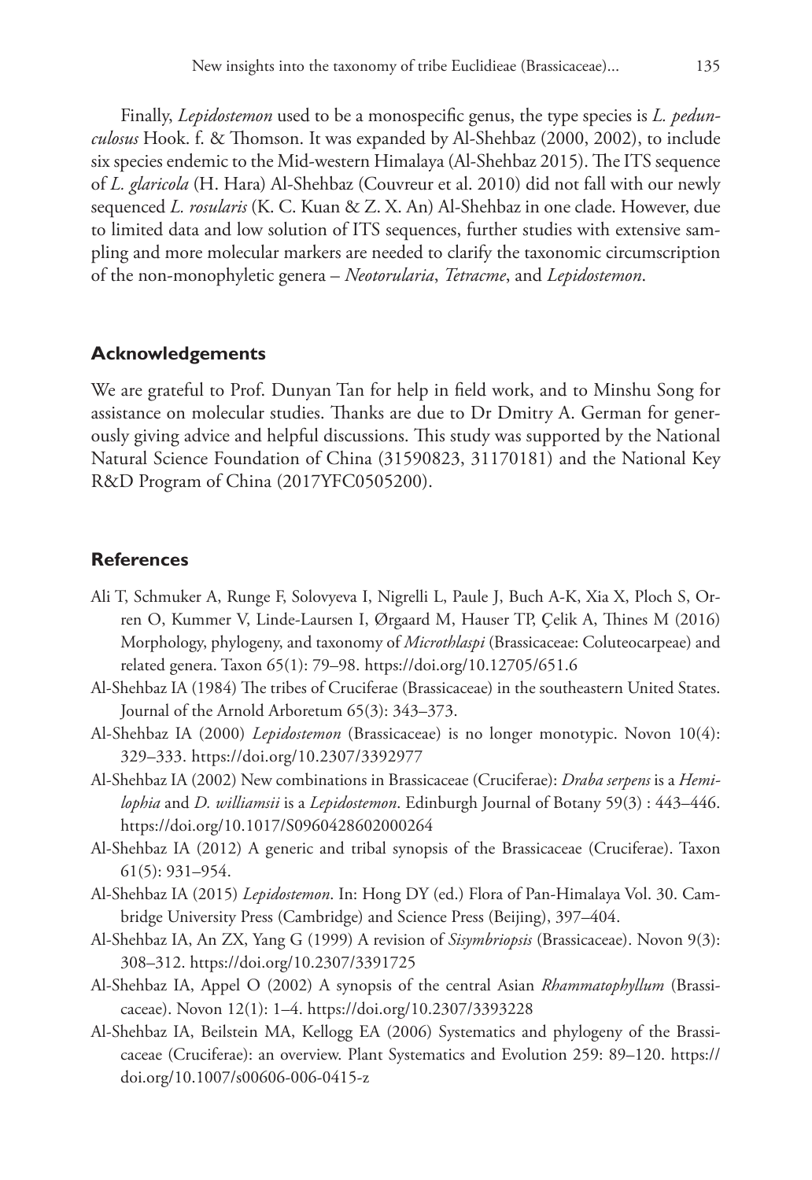Finally, *Lepidostemon* used to be a monospecific genus, the type species is *L. pedunculosus* Hook. f. & Thomson. It was expanded by Al-Shehbaz (2000, 2002), to include six species endemic to the Mid-western Himalaya (Al-Shehbaz 2015). The ITS sequence of *L. glaricola* (H. Hara) Al-Shehbaz (Couvreur et al. 2010) did not fall with our newly sequenced *L. rosularis* (K. C. Kuan & Z. X. An) Al-Shehbaz in one clade. However, due to limited data and low solution of ITS sequences, further studies with extensive sampling and more molecular markers are needed to clarify the taxonomic circumscription of the non-monophyletic genera – *Neotorularia*, *Tetracme*, and *Lepidostemon*.

## Acknowledgements

We are grateful to Prof. Dunyan Tan for help in field work, and to Minshu Song for assistance on molecular studies. Thanks are due to Dr Dmitry A. German for generously giving advice and helpful discussions. This study was supported by the National Natural Science Foundation of China (31590823, 31170181) and the National Key R&D Program of China (2017YFC0505200).

## References

- Ali T, Schmuker A, Runge F, Solovyeva I, Nigrelli L, Paule J, Buch A-K, Xia X, Ploch S, Orren O, Kummer V, Linde-Laursen I, Ørgaard M, Hauser TP, Çelik A, Thines M (2016) Morphology, phylogeny, and taxonomy of *Microthlaspi* (Brassicaceae: Coluteocarpeae) and related genera. Taxon 65(1): 79–98. https://doi.org/10.12705/651.6
- Al-Shehbaz IA (1984) The tribes of Cruciferae (Brassicaceae) in the southeastern United States. Journal of the Arnold Arboretum 65(3): 343–373.
- Al-Shehbaz IA (2000) *Lepidostemon* (Brassicaceae) is no longer monotypic. Novon 10(4): 329–333. https://doi.org/10.2307/3392977
- Al-Shehbaz IA (2002) New combinations in Brassicaceae (Cruciferae): *Draba serpens* is a *Hemilophia* and *D. williamsii* is a *Lepidostemon*. Edinburgh Journal of Botany 59(3) : 443–446. https://doi.org/10.1017/S0960428602000264
- Al-Shehbaz IA (2012) A generic and tribal synopsis of the Brassicaceae (Cruciferae). Taxon 61(5): 931–954.
- Al-Shehbaz IA (2015) *Lepidostemon*. In: Hong DY (ed.) Flora of Pan-Himalaya Vol. 30. Cambridge University Press (Cambridge) and Science Press (Beijing), 397–404.
- Al-Shehbaz IA, An ZX, Yang G (1999) A revision of *Sisymbriopsis* (Brassicaceae). Novon 9(3): 308–312. https://doi.org/10.2307/3391725
- Al-Shehbaz IA, Appel O (2002) A synopsis of the central Asian *Rhammatophyllum* (Brassicaceae). Novon 12(1): 1–4. https://doi.org/10.2307/3393228
- Al-Shehbaz IA, Beilstein MA, Kellogg EA (2006) Systematics and phylogeny of the Brassicaceae (Cruciferae): an overview. Plant Systematics and Evolution 259: 89–120. https://doi.org/10.1007/s00606-006-0415-z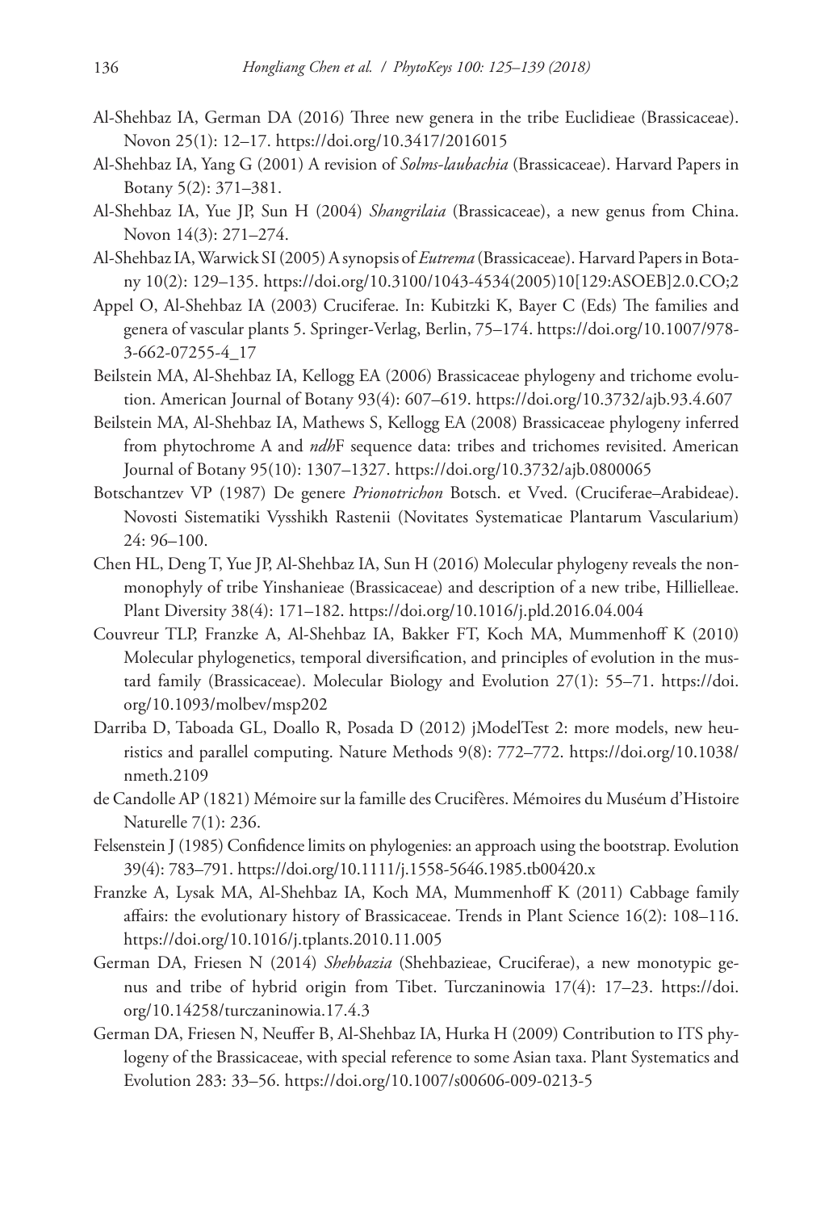Al-Shehbaz IA, German DA (2016) Three new genera in the tribe Euclidieae (Brassicaceae). Novon 25(1): 12–17. https://doi.org/10.3417/2016015

Al-Shehbaz IA, Yang G (2001) A revision of *Solms-laubachia* (Brassicaceae). Harvard Papers in Botany 5(2): 371–381.

Al-Shehbaz IA, Yue JP, Sun H (2004) *Shangrilaia* (Brassicaceae), a new genus from China. Novon 14(3): 271–274.

Al-Shehbaz IA, Warwick SI (2005) A synopsis of *Eutrema* (Brassicaceae). Harvard Papers in Botany 10(2): 129–135. https://doi.org/10.3100/1043-4534(2005)10[129:ASOEB]2.0.CO;2

Appel O, Al-Shehbaz IA (2003) Cruciferae. In: Kubitzki K, Bayer C (Eds) The families and genera of vascular plants 5. Springer-Verlag, Berlin, 75–174. https://doi.org/10.1007/978-3-662-07255-4_17

Beilstein MA, Al-Shehbaz IA, Kellogg EA (2006) Brassicaceae phylogeny and trichome evolution. American Journal of Botany 93(4): 607–619. https://doi.org/10.3732/ajb.93.4.607

Beilstein MA, Al-Shehbaz IA, Mathews S, Kellogg EA (2008) Brassicaceae phylogeny inferred from phytochrome A and *ndh*F sequence data: tribes and trichomes revisited. American Journal of Botany 95(10): 1307–1327. https://doi.org/10.3732/ajb.0800065

Botschantzev VP (1987) De genere *Prionotrichon* Botsch. et Vved. (Cruciferae–Arabideae). Novosti Sistematiki Vysshikh Rastenii (Novitates Systematicae Plantarum Vascularium) 24: 96–100.

Chen HL, Deng T, Yue JP, Al-Shehbaz IA, Sun H (2016) Molecular phylogeny reveals the non-monophyly of tribe Yinshanieae (Brassicaceae) and description of a new tribe, Hillielleae. Plant Diversity 38(4): 171–182. https://doi.org/10.1016/j.pld.2016.04.004

Couvreur TLP, Franzke A, Al-Shehbaz IA, Bakker FT, Koch MA, Mummenhoff K (2010) Molecular phylogenetics, temporal diversification, and principles of evolution in the mustard family (Brassicaceae). Molecular Biology and Evolution 27(1): 55–71. https://doi.org/10.1093/molbev/msp202

Darriba D, Taboada GL, Doallo R, Posada D (2012) jModelTest 2: more models, new heuristics and parallel computing. Nature Methods 9(8): 772–772. https://doi.org/10.1038/nmeth.2109

de Candolle AP (1821) Mémoire sur la famille des Crucifères. Mémoires du Muséum d'Histoire Naturelle 7(1): 236.

Felsenstein J (1985) Confidence limits on phylogenies: an approach using the bootstrap. Evolution 39(4): 783–791. https://doi.org/10.1111/j.1558-5646.1985.tb00420.x

Franzke A, Lysak MA, Al-Shehbaz IA, Koch MA, Mummenhoff K (2011) Cabbage family affairs: the evolutionary history of Brassicaceae. Trends in Plant Science 16(2): 108–116. https://doi.org/10.1016/j.tplants.2010.11.005

German DA, Friesen N (2014) *Shehbazia* (Shehbazieae, Cruciferae), a new monotypic genus and tribe of hybrid origin from Tibet. Turczaninowia 17(4): 17–23. https://doi.org/10.14258/turczaninowia.17.4.3

German DA, Friesen N, Neuffer B, Al-Shehbaz IA, Hurka H (2009) Contribution to ITS phylogeny of the Brassicaceae, with special reference to some Asian taxa. Plant Systematics and Evolution 283: 33–56. https://doi.org/10.1007/s00606-009-0213-5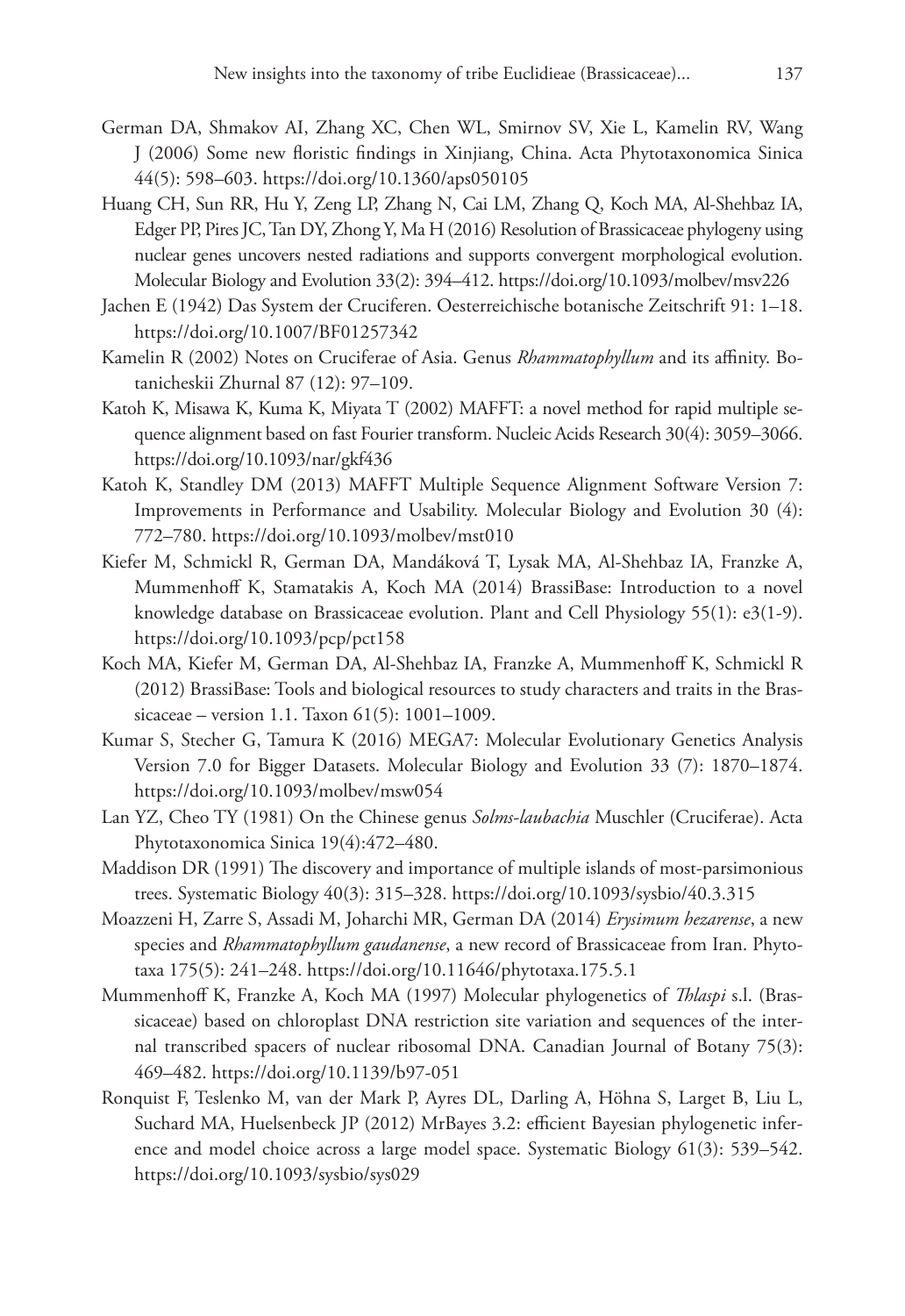German DA, Shmakov AI, Zhang XC, Chen WL, Smirnov SV, Xie L, Kamelin RV, Wang J (2006) Some new floristic findings in Xinjiang, China. Acta Phytotaxonomica Sinica 44(5): 598–603. https://doi.org/10.1360/aps050105

Huang CH, Sun RR, Hu Y, Zeng LP, Zhang N, Cai LM, Zhang Q, Koch MA, Al-Shehbaz IA, Edger PP, Pires JC, Tan DY, Zhong Y, Ma H (2016) Resolution of Brassicaceae phylogeny using nuclear genes uncovers nested radiations and supports convergent morphological evolution. Molecular Biology and Evolution 33(2): 394–412. https://doi.org/10.1093/molbev/msv226

Jachen E (1942) Das System der Cruciferen. Oesterreichische botanische Zeitschrift 91: 1–18. https://doi.org/10.1007/BF01257342

Kamelin R (2002) Notes on Cruciferae of Asia. Genus *Rhammatophyllum* and its affinity. Botanicheskii Zhurnal 87 (12): 97–109.

Katoh K, Misawa K, Kuma K, Miyata T (2002) MAFFT: a novel method for rapid multiple sequence alignment based on fast Fourier transform. Nucleic Acids Research 30(4): 3059–3066. https://doi.org/10.1093/nar/gkf436

Katoh K, Standley DM (2013) MAFFT Multiple Sequence Alignment Software Version 7: Improvements in Performance and Usability. Molecular Biology and Evolution 30 (4): 772–780. https://doi.org/10.1093/molbev/mst010

Kiefer M, Schmickl R, German DA, Mandáková T, Lysak MA, Al-Shehbaz IA, Franzke A, Mummenhoff K, Stamatakis A, Koch MA (2014) BrassiBase: Introduction to a novel knowledge database on Brassicaceae evolution. Plant and Cell Physiology 55(1): e3(1-9). https://doi.org/10.1093/pcp/pct158

Koch MA, Kiefer M, German DA, Al-Shehbaz IA, Franzke A, Mummenhoff K, Schmickl R (2012) BrassiBase: Tools and biological resources to study characters and traits in the Brassicaceae – version 1.1. Taxon 61(5): 1001–1009.

Kumar S, Stecher G, Tamura K (2016) MEGA7: Molecular Evolutionary Genetics Analysis Version 7.0 for Bigger Datasets. Molecular Biology and Evolution 33 (7): 1870–1874. https://doi.org/10.1093/molbev/msw054

Lan YZ, Cheo TY (1981) On the Chinese genus *Solms-laubachia* Muschler (Cruciferae). Acta Phytotaxonomica Sinica 19(4):472–480.

Maddison DR (1991) The discovery and importance of multiple islands of most-parsimonious trees. Systematic Biology 40(3): 315–328. https://doi.org/10.1093/sysbio/40.3.315

Moazzeni H, Zarre S, Assadi M, Joharchi MR, German DA (2014) *Erysimum hezarense*, a new species and *Rhammatophyllum gaudanense*, a new record of Brassicaceae from Iran. Phytotaxa 175(5): 241–248. https://doi.org/10.11646/phytotaxa.175.5.1

Mummenhoff K, Franzke A, Koch MA (1997) Molecular phylogenetics of *Thlaspi* s.l. (Brassicaceae) based on chloroplast DNA restriction site variation and sequences of the internal transcribed spacers of nuclear ribosomal DNA. Canadian Journal of Botany 75(3): 469–482. https://doi.org/10.1139/b97-051

Ronquist F, Teslenko M, van der Mark P, Ayres DL, Darling A, Höhna S, Larget B, Liu L, Suchard MA, Huelsenbeck JP (2012) MrBayes 3.2: efficient Bayesian phylogenetic inference and model choice across a large model space. Systematic Biology 61(3): 539–542. https://doi.org/10.1093/sysbio/sys029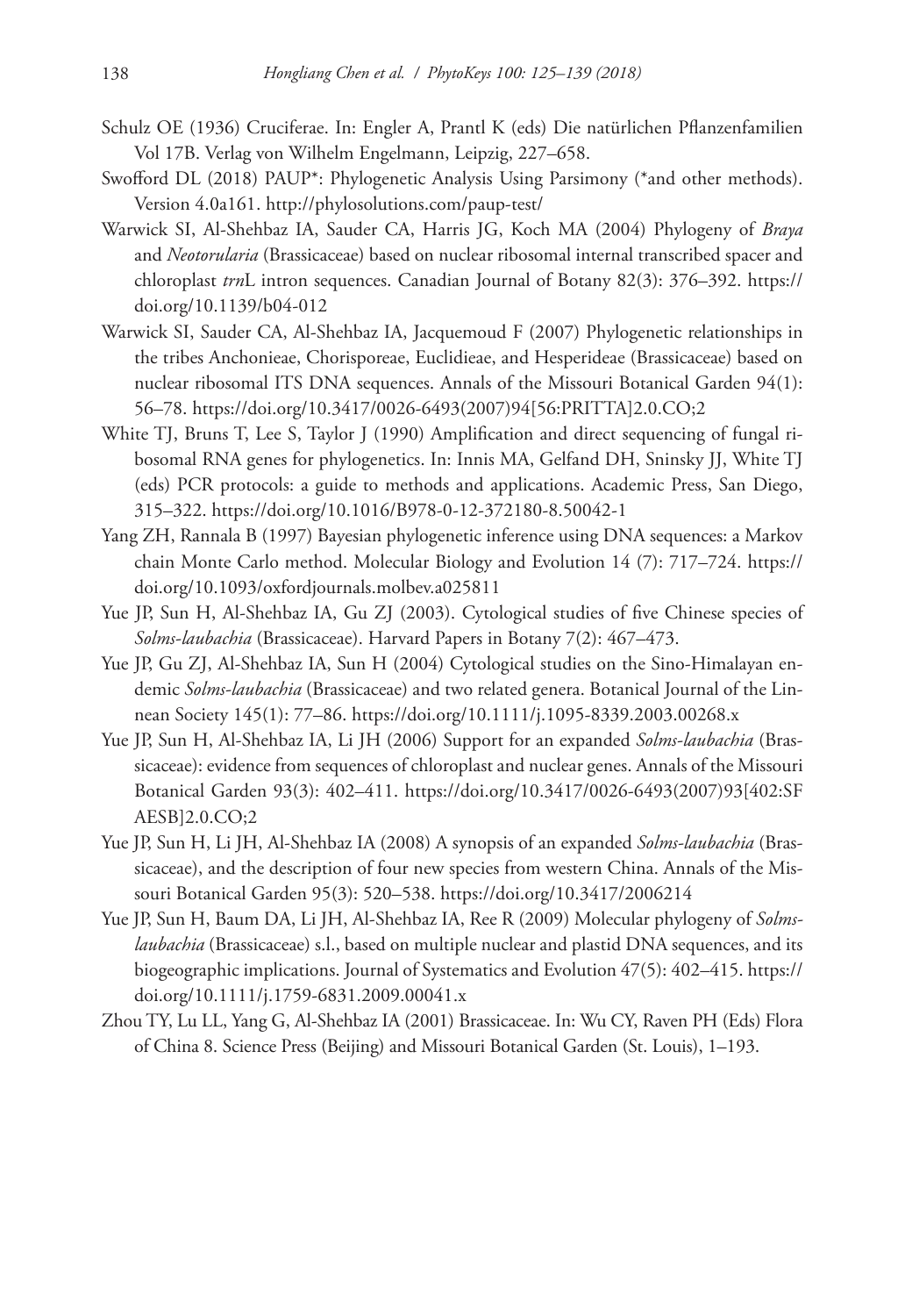Schulz OE (1936) Cruciferae. In: Engler A, Prantl K (eds) Die natürlichen Pflanzenfamilien Vol 17B. Verlag von Wilhelm Engelmann, Leipzig, 227–658.

Swofford DL (2018) PAUP*: Phylogenetic Analysis Using Parsimony (*and other methods). Version 4.0a161. http://phylosolutions.com/paup-test/

Warwick SI, Al-Shehbaz IA, Sauder CA, Harris JG, Koch MA (2004) Phylogeny of *Braya* and *Neotorularia* (Brassicaceae) based on nuclear ribosomal internal transcribed spacer and chloroplast *trn*L intron sequences. Canadian Journal of Botany 82(3): 376–392. https://doi.org/10.1139/b04-012

Warwick SI, Sauder CA, Al-Shehbaz IA, Jacquemoud F (2007) Phylogenetic relationships in the tribes Anchonieae, Chorisporeae, Euclidieae, and Hesperideae (Brassicaceae) based on nuclear ribosomal ITS DNA sequences. Annals of the Missouri Botanical Garden 94(1): 56–78. https://doi.org/10.3417/0026-6493(2007)94[56:PRITTA]2.0.CO;2

White TJ, Bruns T, Lee S, Taylor J (1990) Amplification and direct sequencing of fungal ribosomal RNA genes for phylogenetics. In: Innis MA, Gelfand DH, Sninsky JJ, White TJ (eds) PCR protocols: a guide to methods and applications. Academic Press, San Diego, 315–322. https://doi.org/10.1016/B978-0-12-372180-8.50042-1

Yang ZH, Rannala B (1997) Bayesian phylogenetic inference using DNA sequences: a Markov chain Monte Carlo method. Molecular Biology and Evolution 14 (7): 717–724. https://doi.org/10.1093/oxfordjournals.molbev.a025811

Yue JP, Sun H, Al-Shehbaz IA, Gu ZJ (2003). Cytological studies of five Chinese species of *Solms-laubachia* (Brassicaceae). Harvard Papers in Botany 7(2): 467–473.

Yue JP, Gu ZJ, Al-Shehbaz IA, Sun H (2004) Cytological studies on the Sino-Himalayan endemic *Solms-laubachia* (Brassicaceae) and two related genera. Botanical Journal of the Linnean Society 145(1): 77–86. https://doi.org/10.1111/j.1095-8339.2003.00268.x

Yue JP, Sun H, Al-Shehbaz IA, Li JH (2006) Support for an expanded *Solms-laubachia* (Brassicaceae): evidence from sequences of chloroplast and nuclear genes. Annals of the Missouri Botanical Garden 93(3): 402–411. https://doi.org/10.3417/0026-6493(2007)93[402:SFAESB]2.0.CO;2

Yue JP, Sun H, Li JH, Al-Shehbaz IA (2008) A synopsis of an expanded *Solms-laubachia* (Brassicaceae), and the description of four new species from western China. Annals of the Missouri Botanical Garden 95(3): 520–538. https://doi.org/10.3417/2006214

Yue JP, Sun H, Baum DA, Li JH, Al-Shehbaz IA, Ree R (2009) Molecular phylogeny of *Solms-laubachia* (Brassicaceae) s.l., based on multiple nuclear and plastid DNA sequences, and its biogeographic implications. Journal of Systematics and Evolution 47(5): 402–415. https://doi.org/10.1111/j.1759-6831.2009.00041.x

Zhou TY, Lu LL, Yang G, Al-Shehbaz IA (2001) Brassicaceae. In: Wu CY, Raven PH (Eds) Flora of China 8. Science Press (Beijing) and Missouri Botanical Garden (St. Louis), 1–193.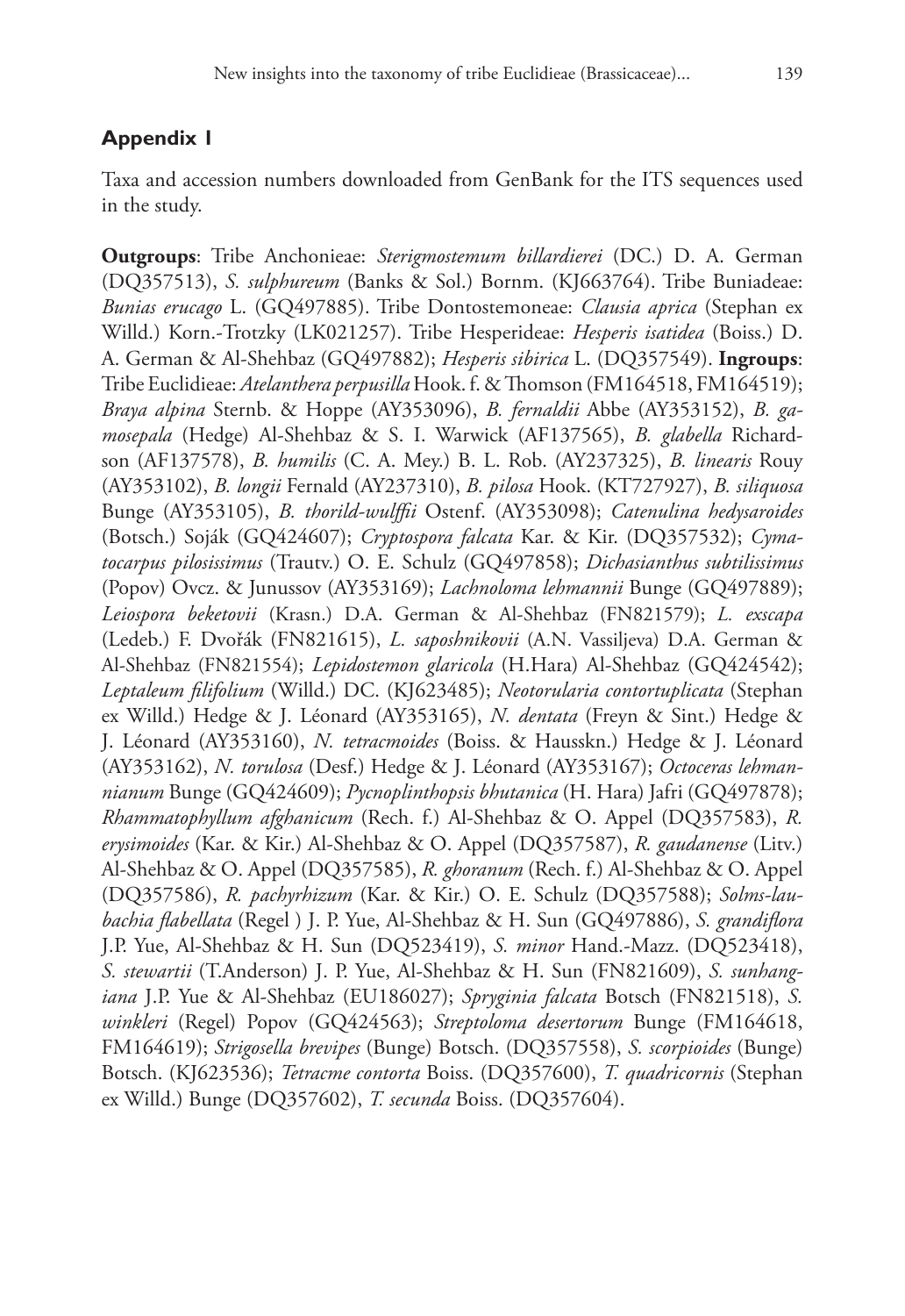## Appendix 1

Taxa and accession numbers downloaded from GenBank for the ITS sequences used in the study.

**Outgroups**: Tribe Anchonieae: *Sterigmostemum billardierei* (DC.) D. A. German (DQ357513), *S. sulphureum* (Banks & Sol.) Bornm. (KJ663764). Tribe Buniadeae: *Bunias erucago* L. (GQ497885). Tribe Dontostemoneae: *Clausia aprica* (Stephan ex Willd.) Korn.-Trotzky (LK021257). Tribe Hesperideae: *Hesperis isatidea* (Boiss.) D. A. German & Al-Shehbaz (GQ497882); *Hesperis sibirica* L. (DQ357549). **Ingroups**: Tribe Euclidieae: *Atelanthera perpusilla* Hook. f. & Thomson (FM164518, FM164519); *Braya alpina* Sternb. & Hoppe (AY353096), *B. fernaldii* Abbe (AY353152), *B. gamosepala* (Hedge) Al-Shehbaz & S. I. Warwick (AF137565), *B. glabella* Richardson (AF137578), *B. humilis* (C. A. Mey.) B. L. Rob. (AY237325), *B. linearis* Rouy (AY353102), *B. longii* Fernald (AY237310), *B. pilosa* Hook. (KT727927), *B. siliquosa* Bunge (AY353105), *B. thorild-wulffii* Ostenf. (AY353098); *Catenulina hedysaroides* (Botsch.) Soják (GQ424607); *Cryptospora falcata* Kar. & Kir. (DQ357532); *Cymatocarpus pilosissimus* (Trautv.) O. E. Schulz (GQ497858); *Dichasianthus subtilissimus* (Popov) Ovcz. & Junussov (AY353169); *Lachnoloma lehmannii* Bunge (GQ497889); *Leiospora beketovii* (Krasn.) D.A. German & Al-Shehbaz (FN821579); *L. exscapa* (Ledeb.) F. Dvořák (FN821615), *L. saposhnikovii* (A.N. Vassiljeva) D.A. German & Al-Shehbaz (FN821554); *Lepidostemon glaricola* (H.Hara) Al-Shehbaz (GQ424542); *Leptaleum filifolium* (Willd.) DC. (KJ623485); *Neotorularia contortuplicata* (Stephan ex Willd.) Hedge & J. Léonard (AY353165), *N. dentata* (Freyn & Sint.) Hedge & J. Léonard (AY353160), *N. tetracmoides* (Boiss. & Hausskn.) Hedge & J. Léonard (AY353162), *N. torulosa* (Desf.) Hedge & J. Léonard (AY353167); *Octoceras lehmannianum* Bunge (GQ424609); *Pycnoplinthopsis bhutanica* (H. Hara) Jafri (GQ497878); *Rhammatophyllum afghanicum* (Rech. f.) Al-Shehbaz & O. Appel (DQ357583), *R. erysimoides* (Kar. & Kir.) Al-Shehbaz & O. Appel (DQ357587), *R. gaudanense* (Litv.) Al-Shehbaz & O. Appel (DQ357585), *R. ghoranum* (Rech. f.) Al-Shehbaz & O. Appel (DQ357586), *R. pachyrhizum* (Kar. & Kir.) O. E. Schulz (DQ357588); *Solms-laubachia flabellata* (Regel ) J. P. Yue, Al-Shehbaz & H. Sun (GQ497886), *S. grandiflora* J.P. Yue, Al-Shehbaz & H. Sun (DQ523419), *S. minor* Hand.-Mazz. (DQ523418), *S. stewartii* (T.Anderson) J. P. Yue, Al-Shehbaz & H. Sun (FN821609), *S. sunhangiana* J.P. Yue & Al-Shehbaz (EU186027); *Spryginia falcata* Botsch (FN821518), *S. winkleri* (Regel) Popov (GQ424563); *Streptoloma desertorum* Bunge (FM164618, FM164619); *Strigosella brevipes* (Bunge) Botsch. (DQ357558), *S. scorpioides* (Bunge) Botsch. (KJ623536); *Tetracme contorta* Boiss. (DQ357600), *T. quadricornis* (Stephan ex Willd.) Bunge (DQ357602), *T. secunda* Boiss. (DQ357604).